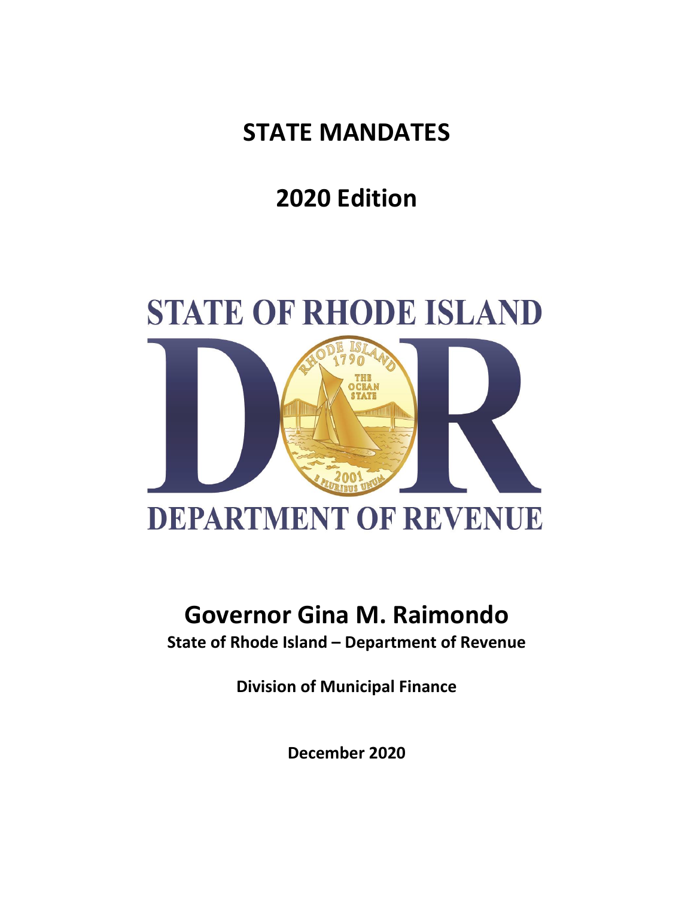# STATE MANDATES

# 2020 Edition

STATE OF RHODE ISLAND

DEPARTMENT OF REVENUE

## Governor Gina M. Raimondo

**State of Rhode Island – Department of Revenue**

**Division of Municipal Finance**

**December 2020**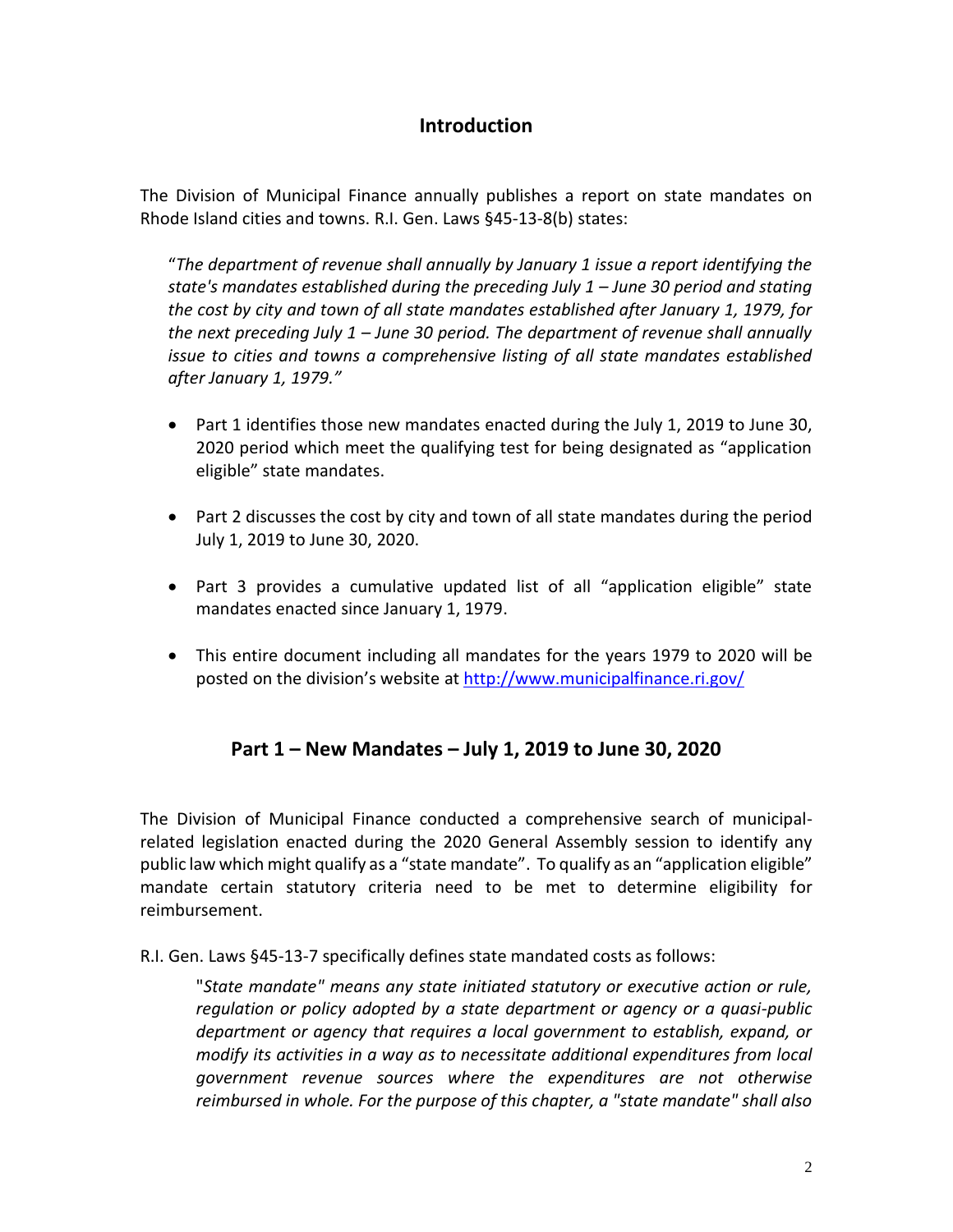## Introduction

The Division of Municipal Finance annually publishes a report on state mandates on Rhode Island cities and towns. R.I. Gen. Laws §45-13-8(b) states:

> "*The department of revenue shall annually by January 1 issue a report identifying the state's mandates established during the preceding July 1 – June 30 period and stating the cost by city and town of all state mandates established after January 1, 1979, for the next preceding July 1 – June 30 period. The department of revenue shall annually issue to cities and towns a comprehensive listing of all state mandates established after January 1, 1979.*"

- Part 1 identifies those new mandates enacted during the July 1, 2019 to June 30, 2020 period which meet the qualifying test for being designated as "application eligible" state mandates.
- Part 2 discusses the cost by city and town of all state mandates during the period July 1, 2019 to June 30, 2020.
- Part 3 provides a cumulative updated list of all "application eligible" state mandates enacted since January 1, 1979.
- This entire document including all mandates for the years 1979 to 2020 will be posted on the division's website at http://www.municipalfinance.ri.gov/

## Part 1 – New Mandates – July 1, 2019 to June 30, 2020

The Division of Municipal Finance conducted a comprehensive search of municipal-related legislation enacted during the 2020 General Assembly session to identify any public law which might qualify as a "state mandate". To qualify as an "application eligible" mandate certain statutory criteria need to be met to determine eligibility for reimbursement.

R.I. Gen. Laws §45-13-7 specifically defines state mandated costs as follows:

> "*State mandate" means any state initiated statutory or executive action or rule, regulation or policy adopted by a state department or agency or a quasi-public department or agency that requires a local government to establish, expand, or modify its activities in a way as to necessitate additional expenditures from local government revenue sources where the expenditures are not otherwise reimbursed in whole. For the purpose of this chapter, a "state mandate" shall also*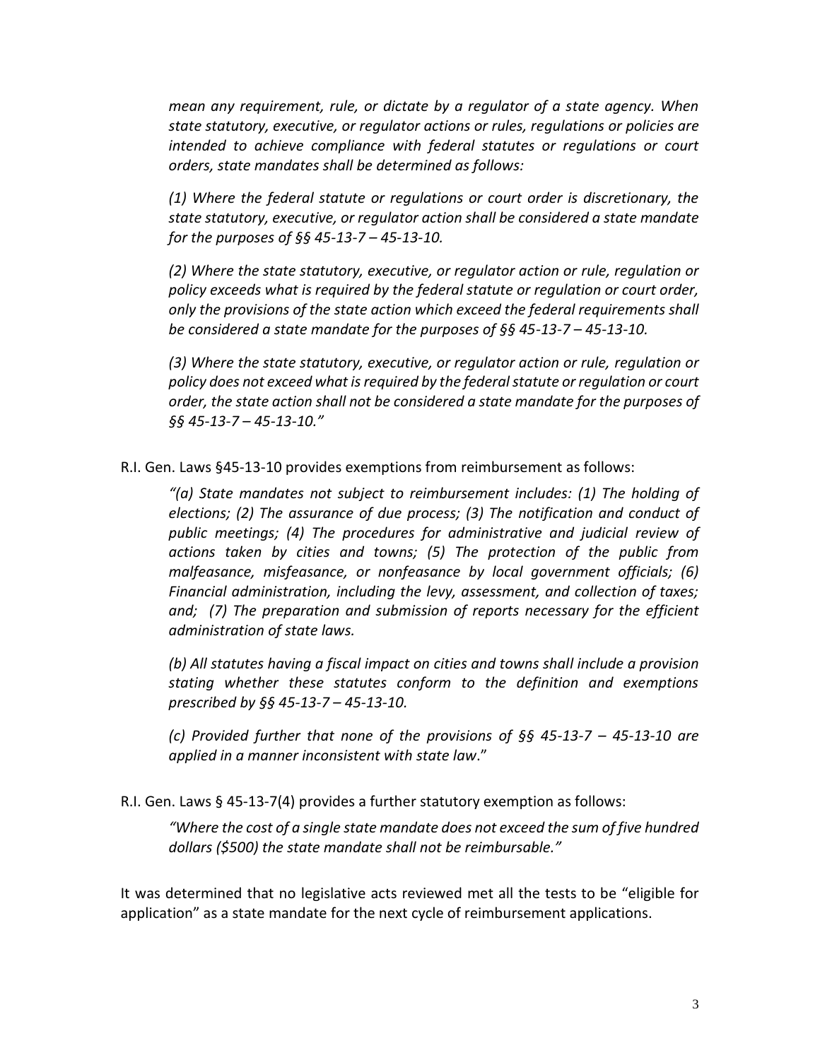*mean any requirement, rule, or dictate by a regulator of a state agency. When state statutory, executive, or regulator actions or rules, regulations or policies are intended to achieve compliance with federal statutes or regulations or court orders, state mandates shall be determined as follows:*

> *(1) Where the federal statute or regulations or court order is discretionary, the state statutory, executive, or regulator action shall be considered a state mandate for the purposes of §§ 45-13-7 – 45-13-10.*
>
> *(2) Where the state statutory, executive, or regulator action or rule, regulation or policy exceeds what is required by the federal statute or regulation or court order, only the provisions of the state action which exceed the federal requirements shall be considered a state mandate for the purposes of §§ 45-13-7 – 45-13-10.*
>
> *(3) Where the state statutory, executive, or regulator action or rule, regulation or policy does not exceed what is required by the federal statute or regulation or court order, the state action shall not be considered a state mandate for the purposes of §§ 45-13-7 – 45-13-10."*

R.I. Gen. Laws §45-13-10 provides exemptions from reimbursement as follows:

> *"(a) State mandates not subject to reimbursement includes: (1) The holding of elections; (2) The assurance of due process; (3) The notification and conduct of public meetings; (4) The procedures for administrative and judicial review of actions taken by cities and towns; (5) The protection of the public from malfeasance, misfeasance, or nonfeasance by local government officials; (6) Financial administration, including the levy, assessment, and collection of taxes; and; (7) The preparation and submission of reports necessary for the efficient administration of state laws.*
>
> *(b) All statutes having a fiscal impact on cities and towns shall include a provision stating whether these statutes conform to the definition and exemptions prescribed by §§ 45-13-7 – 45-13-10.*
>
> *(c) Provided further that none of the provisions of §§ 45-13-7 – 45-13-10 are applied in a manner inconsistent with state law*."

R.I. Gen. Laws § 45-13-7(4) provides a further statutory exemption as follows:

> *"Where the cost of a single state mandate does not exceed the sum of five hundred dollars ($500) the state mandate shall not be reimbursable."*

It was determined that no legislative acts reviewed met all the tests to be "eligible for application" as a state mandate for the next cycle of reimbursement applications.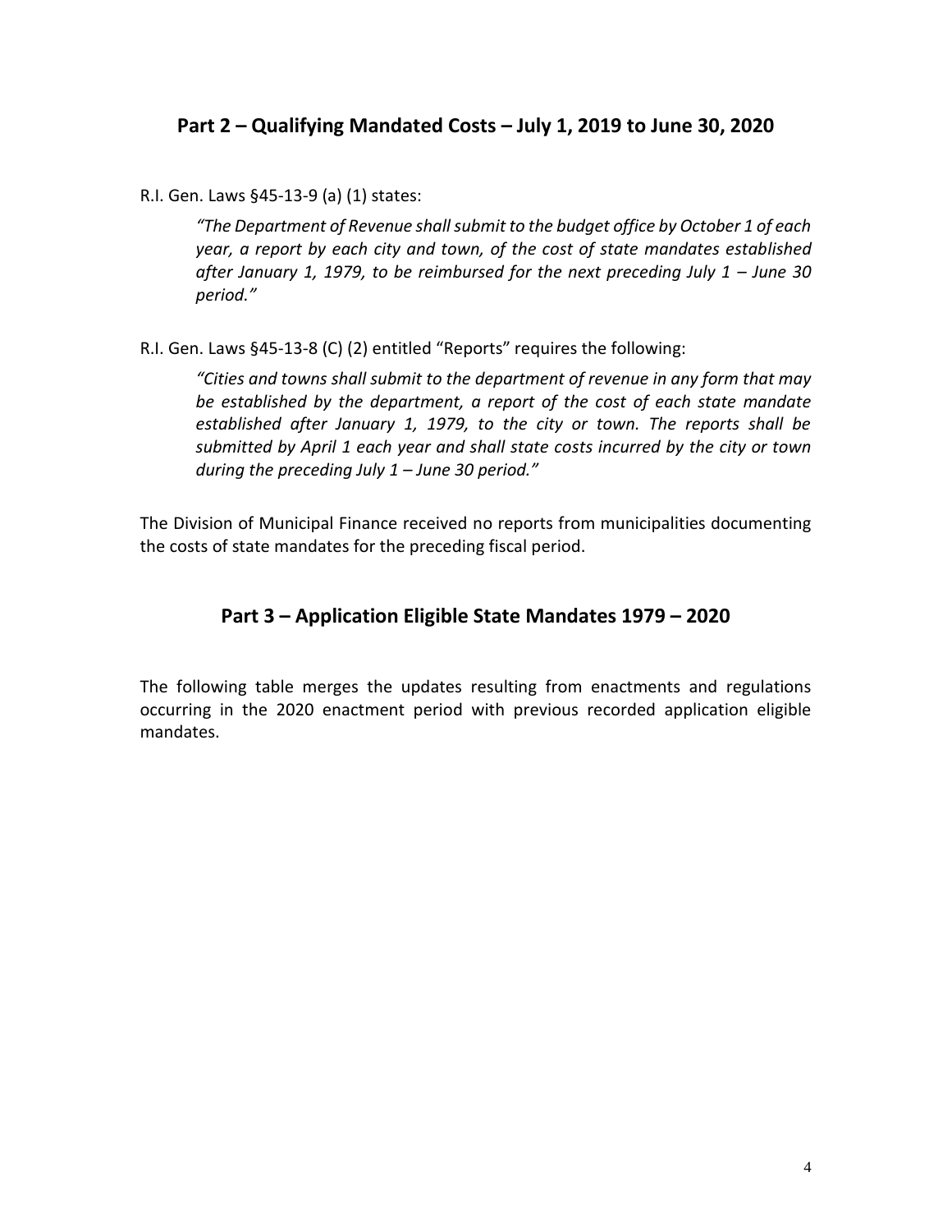## Part 2 – Qualifying Mandated Costs – July 1, 2019 to June 30, 2020

R.I. Gen. Laws §45-13-9 (a) (1) states:

> *"The Department of Revenue shall submit to the budget office by October 1 of each year, a report by each city and town, of the cost of state mandates established after January 1, 1979, to be reimbursed for the next preceding July 1 – June 30 period."*

R.I. Gen. Laws §45-13-8 (C) (2) entitled "Reports" requires the following:

> *"Cities and towns shall submit to the department of revenue in any form that may be established by the department, a report of the cost of each state mandate established after January 1, 1979, to the city or town. The reports shall be submitted by April 1 each year and shall state costs incurred by the city or town during the preceding July 1 – June 30 period."*

The Division of Municipal Finance received no reports from municipalities documenting the costs of state mandates for the preceding fiscal period.

## Part 3 – Application Eligible State Mandates 1979 – 2020

The following table merges the updates resulting from enactments and regulations occurring in the 2020 enactment period with previous recorded application eligible mandates.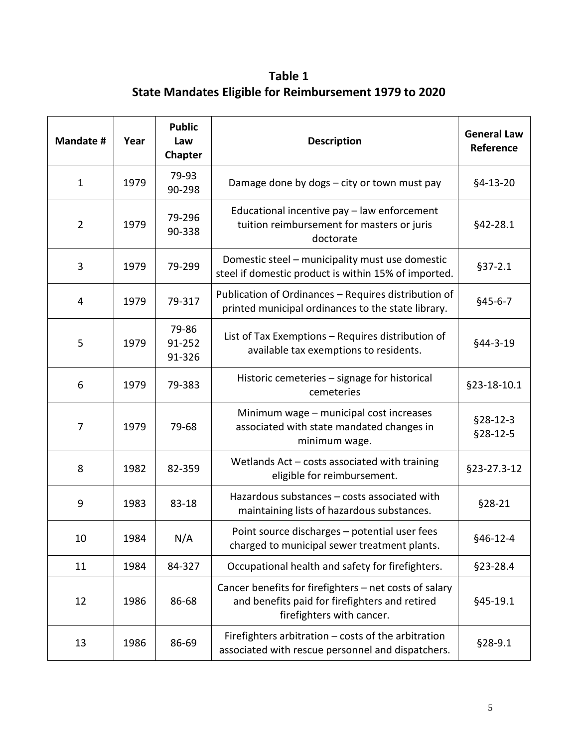**Table 1**
**State Mandates Eligible for Reimbursement 1979 to 2020**

| Mandate # | Year | Public Law Chapter | Description | General Law Reference |
|---|---|---|---|---|
| 1 | 1979 | 79-93<br>90-298 | Damage done by dogs – city or town must pay | §4-13-20 |
| 2 | 1979 | 79-296<br>90-338 | Educational incentive pay – law enforcement tuition reimbursement for masters or juris doctorate | §42-28.1 |
| 3 | 1979 | 79-299 | Domestic steel – municipality must use domestic steel if domestic product is within 15% of imported. | §37-2.1 |
| 4 | 1979 | 79-317 | Publication of Ordinances – Requires distribution of printed municipal ordinances to the state library. | §45-6-7 |
| 5 | 1979 | 79-86<br>91-252<br>91-326 | List of Tax Exemptions – Requires distribution of available tax exemptions to residents. | §44-3-19 |
| 6 | 1979 | 79-383 | Historic cemeteries – signage for historical cemeteries | §23-18-10.1 |
| 7 | 1979 | 79-68 | Minimum wage – municipal cost increases associated with state mandated changes in minimum wage. | §28-12-3<br>§28-12-5 |
| 8 | 1982 | 82-359 | Wetlands Act – costs associated with training eligible for reimbursement. | §23-27.3-12 |
| 9 | 1983 | 83-18 | Hazardous substances – costs associated with maintaining lists of hazardous substances. | §28-21 |
| 10 | 1984 | N/A | Point source discharges – potential user fees charged to municipal sewer treatment plants. | §46-12-4 |
| 11 | 1984 | 84-327 | Occupational health and safety for firefighters. | §23-28.4 |
| 12 | 1986 | 86-68 | Cancer benefits for firefighters – net costs of salary and benefits paid for firefighters and retired firefighters with cancer. | §45-19.1 |
| 13 | 1986 | 86-69 | Firefighters arbitration – costs of the arbitration associated with rescue personnel and dispatchers. | §28-9.1 |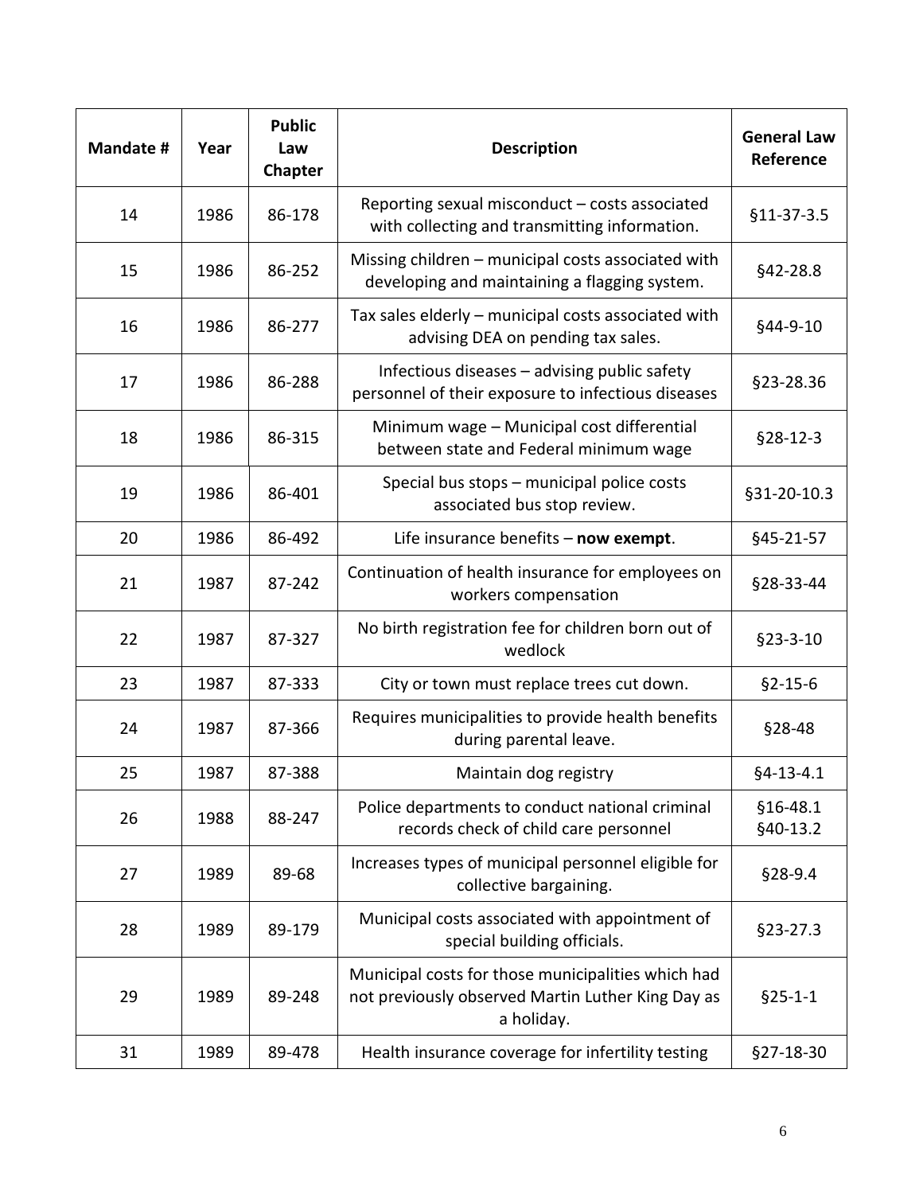| Mandate # | Year | Public Law Chapter | Description | General Law Reference |
| --- | --- | --- | --- | --- |
| 14 | 1986 | 86-178 | Reporting sexual misconduct – costs associated with collecting and transmitting information. | §11-37-3.5 |
| 15 | 1986 | 86-252 | Missing children – municipal costs associated with developing and maintaining a flagging system. | §42-28.8 |
| 16 | 1986 | 86-277 | Tax sales elderly – municipal costs associated with advising DEA on pending tax sales. | §44-9-10 |
| 17 | 1986 | 86-288 | Infectious diseases – advising public safety personnel of their exposure to infectious diseases | §23-28.36 |
| 18 | 1986 | 86-315 | Minimum wage – Municipal cost differential between state and Federal minimum wage | §28-12-3 |
| 19 | 1986 | 86-401 | Special bus stops – municipal police costs associated bus stop review. | §31-20-10.3 |
| 20 | 1986 | 86-492 | Life insurance benefits – **now exempt**. | §45-21-57 |
| 21 | 1987 | 87-242 | Continuation of health insurance for employees on workers compensation | §28-33-44 |
| 22 | 1987 | 87-327 | No birth registration fee for children born out of wedlock | §23-3-10 |
| 23 | 1987 | 87-333 | City or town must replace trees cut down. | §2-15-6 |
| 24 | 1987 | 87-366 | Requires municipalities to provide health benefits during parental leave. | §28-48 |
| 25 | 1987 | 87-388 | Maintain dog registry | §4-13-4.1 |
| 26 | 1988 | 88-247 | Police departments to conduct national criminal records check of child care personnel | §16-48.1 §40-13.2 |
| 27 | 1989 | 89-68 | Increases types of municipal personnel eligible for collective bargaining. | §28-9.4 |
| 28 | 1989 | 89-179 | Municipal costs associated with appointment of special building officials. | §23-27.3 |
| 29 | 1989 | 89-248 | Municipal costs for those municipalities which had not previously observed Martin Luther King Day as a holiday. | §25-1-1 |
| 31 | 1989 | 89-478 | Health insurance coverage for infertility testing | §27-18-30 |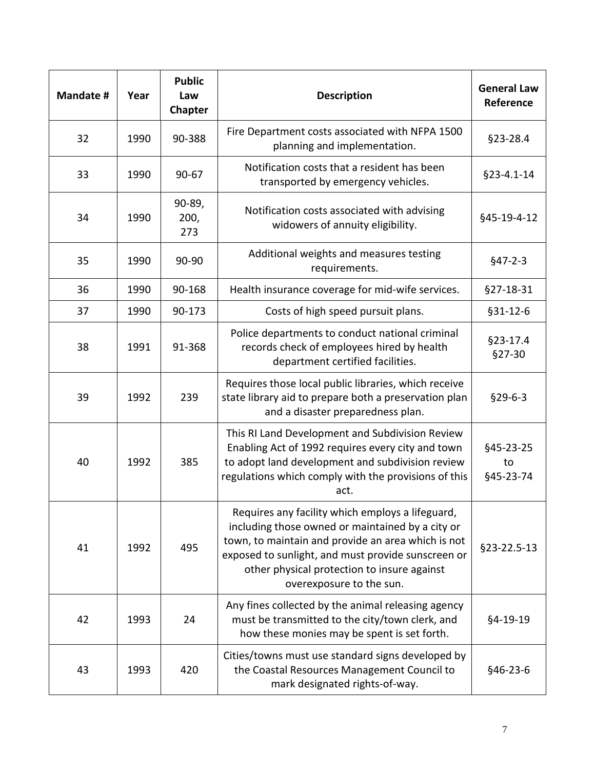| Mandate # | Year | Public Law Chapter | Description | General Law Reference |
|---|---|---|---|---|
| 32 | 1990 | 90-388 | Fire Department costs associated with NFPA 1500 planning and implementation. | §23-28.4 |
| 33 | 1990 | 90-67 | Notification costs that a resident has been transported by emergency vehicles. | §23-4.1-14 |
| 34 | 1990 | 90-89, 200, 273 | Notification costs associated with advising widowers of annuity eligibility. | §45-19-4-12 |
| 35 | 1990 | 90-90 | Additional weights and measures testing requirements. | §47-2-3 |
| 36 | 1990 | 90-168 | Health insurance coverage for mid-wife services. | §27-18-31 |
| 37 | 1990 | 90-173 | Costs of high speed pursuit plans. | §31-12-6 |
| 38 | 1991 | 91-368 | Police departments to conduct national criminal records check of employees hired by health department certified facilities. | §23-17.4 §27-30 |
| 39 | 1992 | 239 | Requires those local public libraries, which receive state library aid to prepare both a preservation plan and a disaster preparedness plan. | §29-6-3 |
| 40 | 1992 | 385 | This RI Land Development and Subdivision Review Enabling Act of 1992 requires every city and town to adopt land development and subdivision review regulations which comply with the provisions of this act. | §45-23-25 to §45-23-74 |
| 41 | 1992 | 495 | Requires any facility which employs a lifeguard, including those owned or maintained by a city or town, to maintain and provide an area which is not exposed to sunlight, and must provide sunscreen or other physical protection to insure against overexposure to the sun. | §23-22.5-13 |
| 42 | 1993 | 24 | Any fines collected by the animal releasing agency must be transmitted to the city/town clerk, and how these monies may be spent is set forth. | §4-19-19 |
| 43 | 1993 | 420 | Cities/towns must use standard signs developed by the Coastal Resources Management Council to mark designated rights-of-way. | §46-23-6 |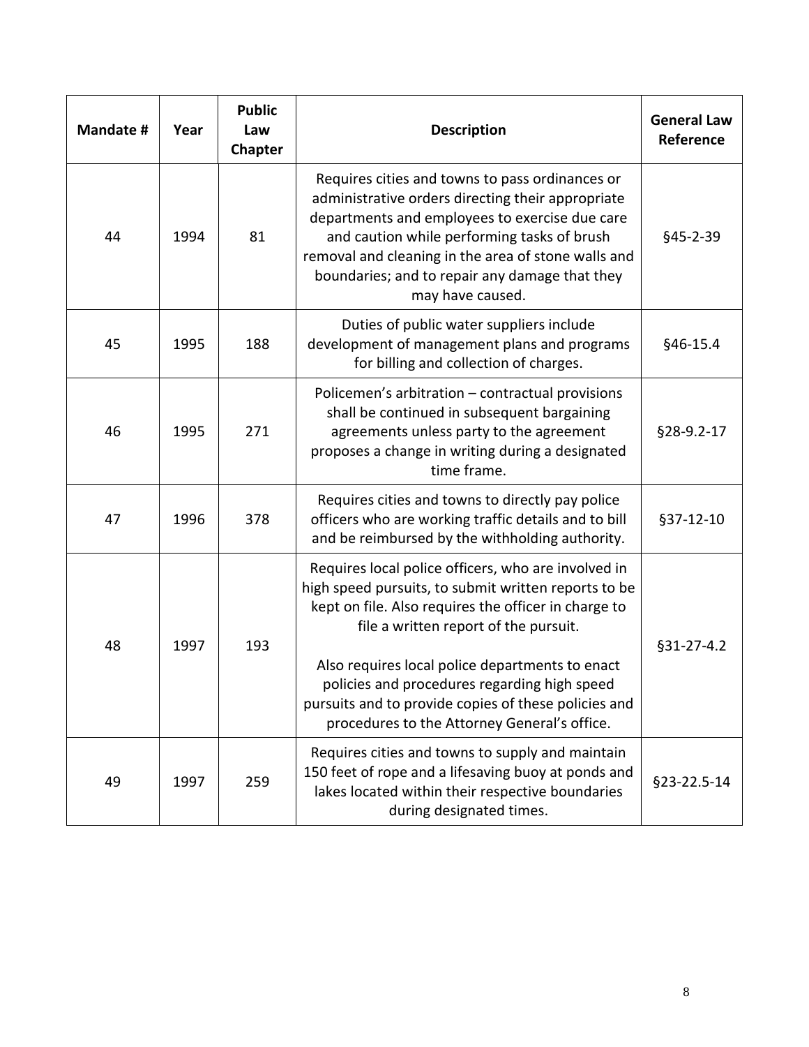| Mandate # | Year | Public Law Chapter | Description | General Law Reference |
|---|---|---|---|---|
| 44 | 1994 | 81 | Requires cities and towns to pass ordinances or administrative orders directing their appropriate departments and employees to exercise due care and caution while performing tasks of brush removal and cleaning in the area of stone walls and boundaries; and to repair any damage that they may have caused. | §45-2-39 |
| 45 | 1995 | 188 | Duties of public water suppliers include development of management plans and programs for billing and collection of charges. | §46-15.4 |
| 46 | 1995 | 271 | Policemen's arbitration – contractual provisions shall be continued in subsequent bargaining agreements unless party to the agreement proposes a change in writing during a designated time frame. | §28-9.2-17 |
| 47 | 1996 | 378 | Requires cities and towns to directly pay police officers who are working traffic details and to bill and be reimbursed by the withholding authority. | §37-12-10 |
| 48 | 1997 | 193 | Requires local police officers, who are involved in high speed pursuits, to submit written reports to be kept on file. Also requires the officer in charge to file a written report of the pursuit.<br><br>Also requires local police departments to enact policies and procedures regarding high speed pursuits and to provide copies of these policies and procedures to the Attorney General's office. | §31-27-4.2 |
| 49 | 1997 | 259 | Requires cities and towns to supply and maintain 150 feet of rope and a lifesaving buoy at ponds and lakes located within their respective boundaries during designated times. | §23-22.5-14 |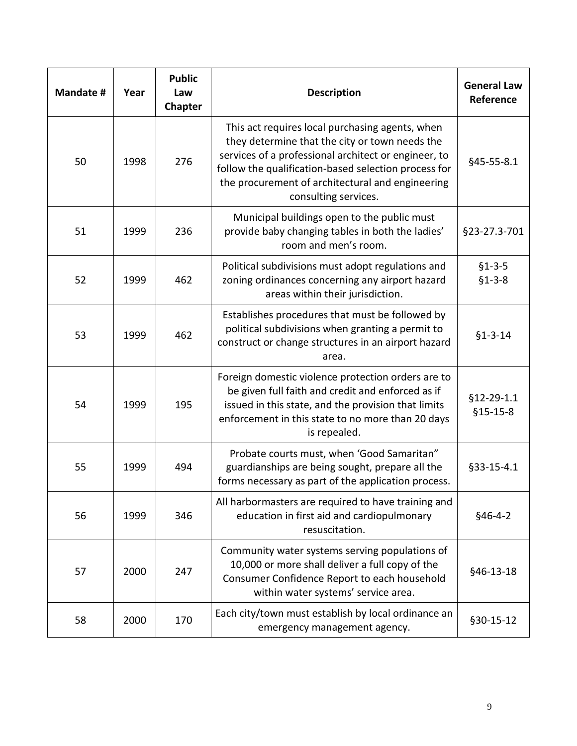| Mandate # | Year | Public Law Chapter | Description | General Law Reference |
|---|---|---|---|---|
| 50 | 1998 | 276 | This act requires local purchasing agents, when they determine that the city or town needs the services of a professional architect or engineer, to follow the qualification-based selection process for the procurement of architectural and engineering consulting services. | §45-55-8.1 |
| 51 | 1999 | 236 | Municipal buildings open to the public must provide baby changing tables in both the ladies' room and men's room. | §23-27.3-701 |
| 52 | 1999 | 462 | Political subdivisions must adopt regulations and zoning ordinances concerning any airport hazard areas within their jurisdiction. | §1-3-5<br>§1-3-8 |
| 53 | 1999 | 462 | Establishes procedures that must be followed by political subdivisions when granting a permit to construct or change structures in an airport hazard area. | §1-3-14 |
| 54 | 1999 | 195 | Foreign domestic violence protection orders are to be given full faith and credit and enforced as if issued in this state, and the provision that limits enforcement in this state to no more than 20 days is repealed. | §12-29-1.1<br>§15-15-8 |
| 55 | 1999 | 494 | Probate courts must, when 'Good Samaritan" guardianships are being sought, prepare all the forms necessary as part of the application process. | §33-15-4.1 |
| 56 | 1999 | 346 | All harbormasters are required to have training and education in first aid and cardiopulmonary resuscitation. | §46-4-2 |
| 57 | 2000 | 247 | Community water systems serving populations of 10,000 or more shall deliver a full copy of the Consumer Confidence Report to each household within water systems' service area. | §46-13-18 |
| 58 | 2000 | 170 | Each city/town must establish by local ordinance an emergency management agency. | §30-15-12 |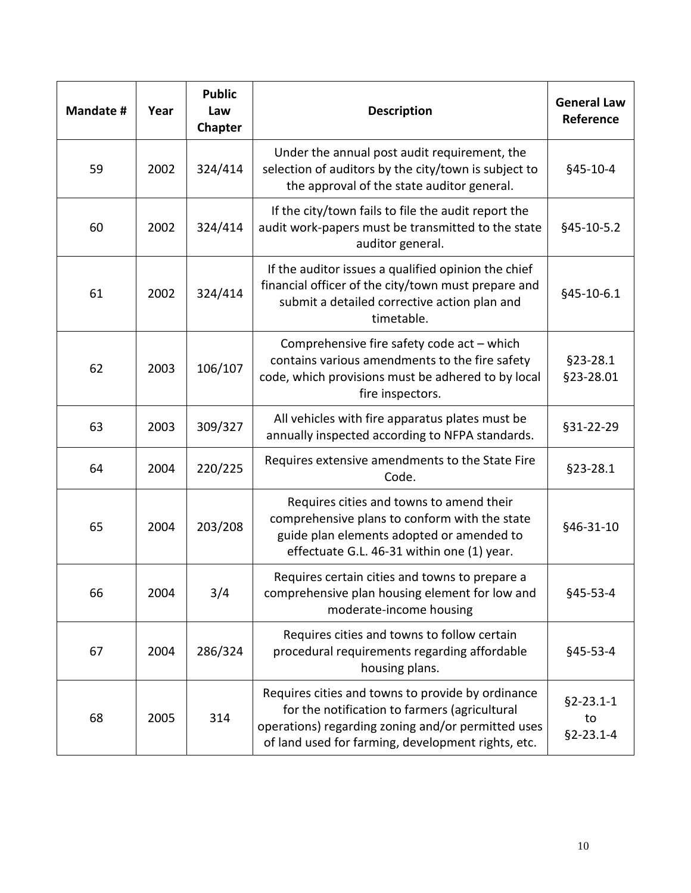| Mandate # | Year | Public Law Chapter | Description | General Law Reference |
|---|---|---|---|---|
| 59 | 2002 | 324/414 | Under the annual post audit requirement, the selection of auditors by the city/town is subject to the approval of the state auditor general. | §45-10-4 |
| 60 | 2002 | 324/414 | If the city/town fails to file the audit report the audit work-papers must be transmitted to the state auditor general. | §45-10-5.2 |
| 61 | 2002 | 324/414 | If the auditor issues a qualified opinion the chief financial officer of the city/town must prepare and submit a detailed corrective action plan and timetable. | §45-10-6.1 |
| 62 | 2003 | 106/107 | Comprehensive fire safety code act – which contains various amendments to the fire safety code, which provisions must be adhered to by local fire inspectors. | §23-28.1 §23-28.01 |
| 63 | 2003 | 309/327 | All vehicles with fire apparatus plates must be annually inspected according to NFPA standards. | §31-22-29 |
| 64 | 2004 | 220/225 | Requires extensive amendments to the State Fire Code. | §23-28.1 |
| 65 | 2004 | 203/208 | Requires cities and towns to amend their comprehensive plans to conform with the state guide plan elements adopted or amended to effectuate G.L. 46-31 within one (1) year. | §46-31-10 |
| 66 | 2004 | 3/4 | Requires certain cities and towns to prepare a comprehensive plan housing element for low and moderate-income housing | §45-53-4 |
| 67 | 2004 | 286/324 | Requires cities and towns to follow certain procedural requirements regarding affordable housing plans. | §45-53-4 |
| 68 | 2005 | 314 | Requires cities and towns to provide by ordinance for the notification to farmers (agricultural operations) regarding zoning and/or permitted uses of land used for farming, development rights, etc. | §2-23.1-1 to §2-23.1-4 |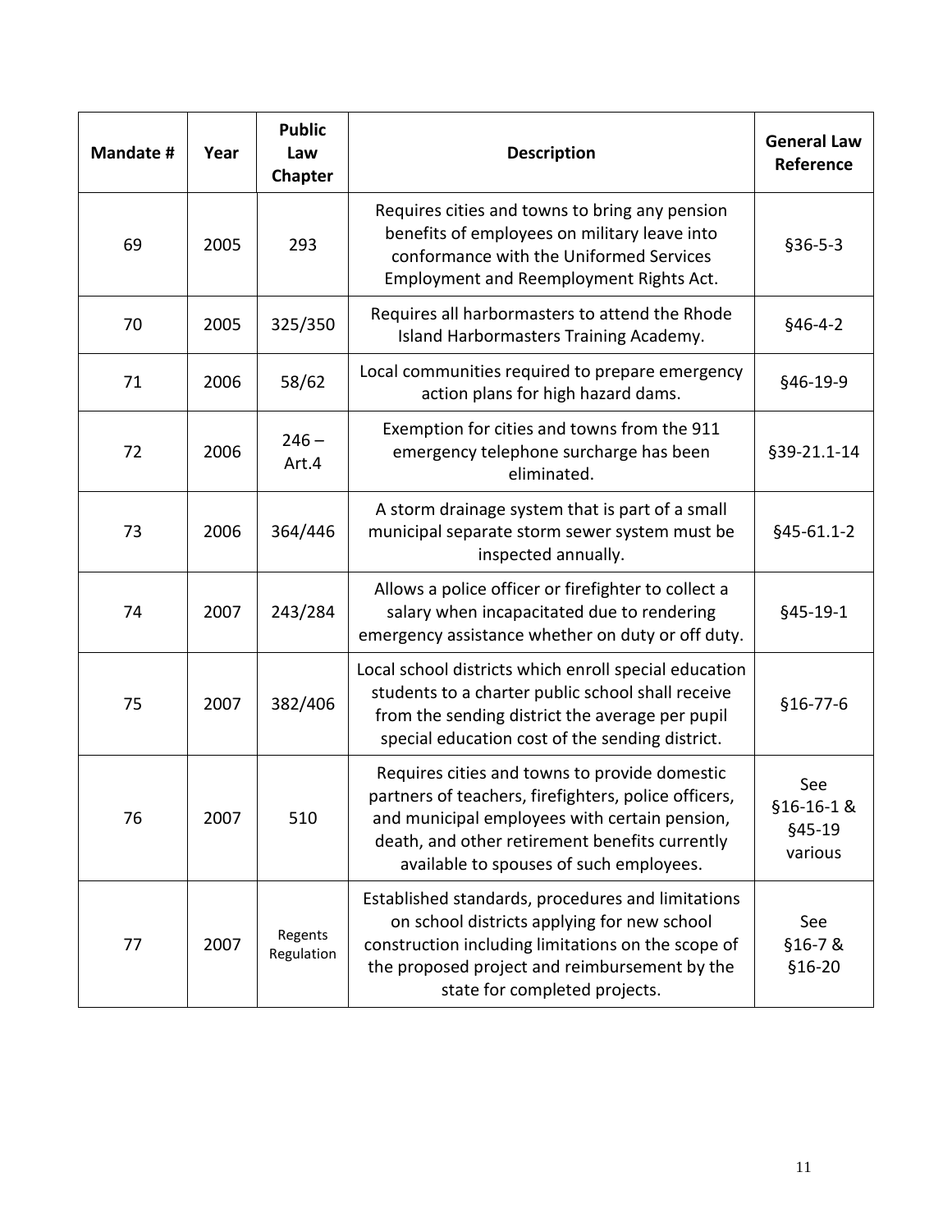| Mandate # | Year | Public Law Chapter | Description | General Law Reference |
|---|---|---|---|---|
| 69 | 2005 | 293 | Requires cities and towns to bring any pension benefits of employees on military leave into conformance with the Uniformed Services Employment and Reemployment Rights Act. | §36-5-3 |
| 70 | 2005 | 325/350 | Requires all harbormasters to attend the Rhode Island Harbormasters Training Academy. | §46-4-2 |
| 71 | 2006 | 58/62 | Local communities required to prepare emergency action plans for high hazard dams. | §46-19-9 |
| 72 | 2006 | 246 – Art.4 | Exemption for cities and towns from the 911 emergency telephone surcharge has been eliminated. | §39-21.1-14 |
| 73 | 2006 | 364/446 | A storm drainage system that is part of a small municipal separate storm sewer system must be inspected annually. | §45-61.1-2 |
| 74 | 2007 | 243/284 | Allows a police officer or firefighter to collect a salary when incapacitated due to rendering emergency assistance whether on duty or off duty. | §45-19-1 |
| 75 | 2007 | 382/406 | Local school districts which enroll special education students to a charter public school shall receive from the sending district the average per pupil special education cost of the sending district. | §16-77-6 |
| 76 | 2007 | 510 | Requires cities and towns to provide domestic partners of teachers, firefighters, police officers, and municipal employees with certain pension, death, and other retirement benefits currently available to spouses of such employees. | See §16-16-1 & §45-19 various |
| 77 | 2007 | Regents Regulation | Established standards, procedures and limitations on school districts applying for new school construction including limitations on the scope of the proposed project and reimbursement by the state for completed projects. | See §16-7 & §16-20 |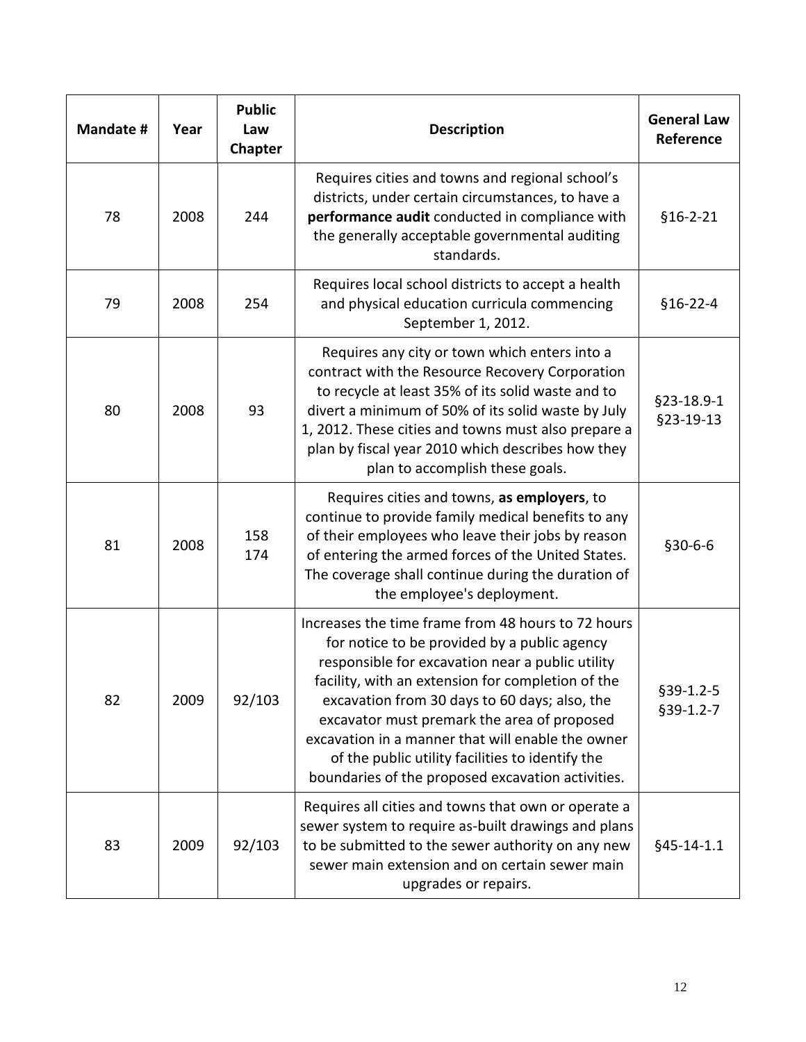| Mandate # | Year | Public Law Chapter | Description | General Law Reference |
|---|---|---|---|---|
| 78 | 2008 | 244 | Requires cities and towns and regional school's districts, under certain circumstances, to have a **performance audit** conducted in compliance with the generally acceptable governmental auditing standards. | §16-2-21 |
| 79 | 2008 | 254 | Requires local school districts to accept a health and physical education curricula commencing September 1, 2012. | §16-22-4 |
| 80 | 2008 | 93 | Requires any city or town which enters into a contract with the Resource Recovery Corporation to recycle at least 35% of its solid waste and to divert a minimum of 50% of its solid waste by July 1, 2012. These cities and towns must also prepare a plan by fiscal year 2010 which describes how they plan to accomplish these goals. | §23-18.9-1 §23-19-13 |
| 81 | 2008 | 158 174 | Requires cities and towns, **as employers**, to continue to provide family medical benefits to any of their employees who leave their jobs by reason of entering the armed forces of the United States. The coverage shall continue during the duration of the employee's deployment. | §30-6-6 |
| 82 | 2009 | 92/103 | Increases the time frame from 48 hours to 72 hours for notice to be provided by a public agency responsible for excavation near a public utility facility, with an extension for completion of the excavation from 30 days to 60 days; also, the excavator must premark the area of proposed excavation in a manner that will enable the owner of the public utility facilities to identify the boundaries of the proposed excavation activities. | §39-1.2-5 §39-1.2-7 |
| 83 | 2009 | 92/103 | Requires all cities and towns that own or operate a sewer system to require as-built drawings and plans to be submitted to the sewer authority on any new sewer main extension and on certain sewer main upgrades or repairs. | §45-14-1.1 |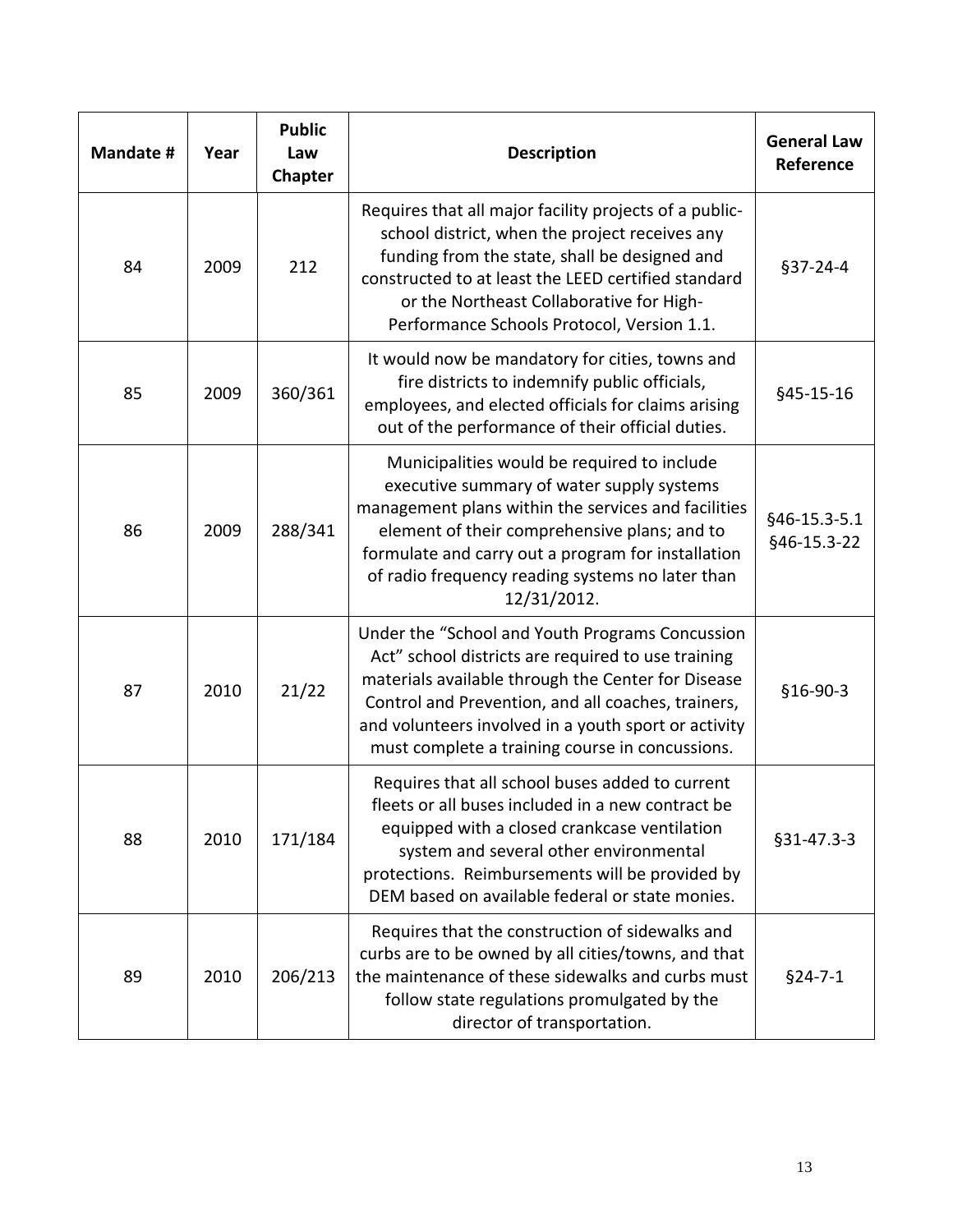| Mandate # | Year | Public Law Chapter | Description | General Law Reference |
|---|---|---|---|---|
| 84 | 2009 | 212 | Requires that all major facility projects of a public-school district, when the project receives any funding from the state, shall be designed and constructed to at least the LEED certified standard or the Northeast Collaborative for High-Performance Schools Protocol, Version 1.1. | §37-24-4 |
| 85 | 2009 | 360/361 | It would now be mandatory for cities, towns and fire districts to indemnify public officials, employees, and elected officials for claims arising out of the performance of their official duties. | §45-15-16 |
| 86 | 2009 | 288/341 | Municipalities would be required to include executive summary of water supply systems management plans within the services and facilities element of their comprehensive plans; and to formulate and carry out a program for installation of radio frequency reading systems no later than 12/31/2012. | §46-15.3-5.1 §46-15.3-22 |
| 87 | 2010 | 21/22 | Under the "School and Youth Programs Concussion Act" school districts are required to use training materials available through the Center for Disease Control and Prevention, and all coaches, trainers, and volunteers involved in a youth sport or activity must complete a training course in concussions. | §16-90-3 |
| 88 | 2010 | 171/184 | Requires that all school buses added to current fleets or all buses included in a new contract be equipped with a closed crankcase ventilation system and several other environmental protections. Reimbursements will be provided by DEM based on available federal or state monies. | §31-47.3-3 |
| 89 | 2010 | 206/213 | Requires that the construction of sidewalks and curbs are to be owned by all cities/towns, and that the maintenance of these sidewalks and curbs must follow state regulations promulgated by the director of transportation. | §24-7-1 |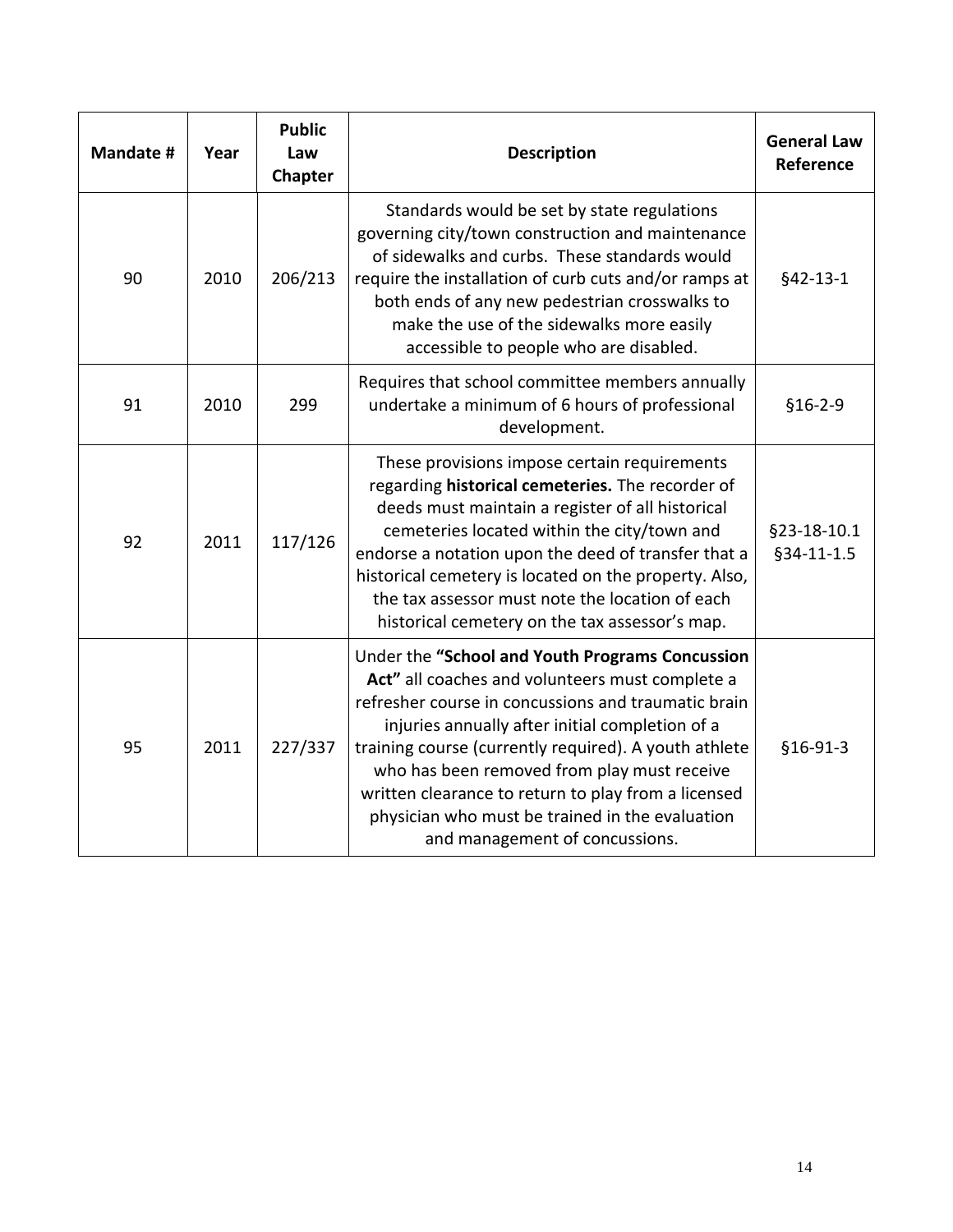| Mandate # | Year | Public Law Chapter | Description | General Law Reference |
|---|---|---|---|---|
| 90 | 2010 | 206/213 | Standards would be set by state regulations governing city/town construction and maintenance of sidewalks and curbs. These standards would require the installation of curb cuts and/or ramps at both ends of any new pedestrian crosswalks to make the use of the sidewalks more easily accessible to people who are disabled. | §42-13-1 |
| 91 | 2010 | 299 | Requires that school committee members annually undertake a minimum of 6 hours of professional development. | §16-2-9 |
| 92 | 2011 | 117/126 | These provisions impose certain requirements regarding **historical cemeteries.** The recorder of deeds must maintain a register of all historical cemeteries located within the city/town and endorse a notation upon the deed of transfer that a historical cemetery is located on the property. Also, the tax assessor must note the location of each historical cemetery on the tax assessor's map. | §23-18-10.1 §34-11-1.5 |
| 95 | 2011 | 227/337 | Under the **"School and Youth Programs Concussion Act"** all coaches and volunteers must complete a refresher course in concussions and traumatic brain injuries annually after initial completion of a training course (currently required). A youth athlete who has been removed from play must receive written clearance to return to play from a licensed physician who must be trained in the evaluation and management of concussions. | §16-91-3 |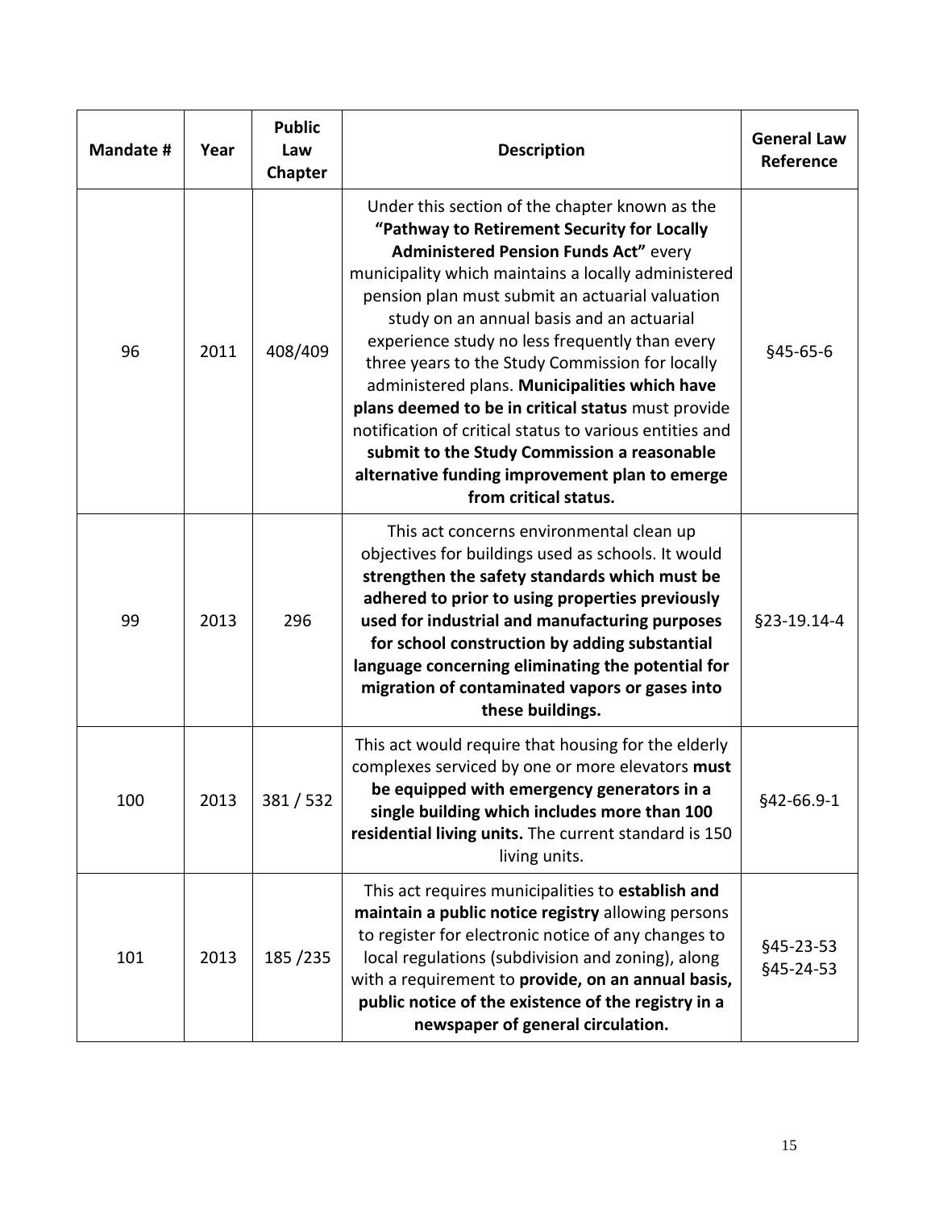| Mandate # | Year | Public Law Chapter | Description | General Law Reference |
|---|---|---|---|---|
| 96 | 2011 | 408/409 | Under this section of the chapter known as the **"Pathway to Retirement Security for Locally Administered Pension Funds Act"** every municipality which maintains a locally administered pension plan must submit an actuarial valuation study on an annual basis and an actuarial experience study no less frequently than every three years to the Study Commission for locally administered plans. **Municipalities which have plans deemed to be in critical status** must provide notification of critical status to various entities and **submit to the Study Commission a reasonable alternative funding improvement plan to emerge from critical status.** | §45-65-6 |
| 99 | 2013 | 296 | This act concerns environmental clean up objectives for buildings used as schools. It would **strengthen the safety standards which must be adhered to prior to using properties previously used for industrial and manufacturing purposes for school construction by adding substantial language concerning eliminating the potential for migration of contaminated vapors or gases into these buildings.** | §23-19.14-4 |
| 100 | 2013 | 381 / 532 | This act would require that housing for the elderly complexes serviced by one or more elevators **must be equipped with emergency generators in a single building which includes more than 100 residential living units.** The current standard is 150 living units. | §42-66.9-1 |
| 101 | 2013 | 185 /235 | This act requires municipalities to **establish and maintain a public notice registry** allowing persons to register for electronic notice of any changes to local regulations (subdivision and zoning), along with a requirement to **provide, on an annual basis, public notice of the existence of the registry in a newspaper of general circulation.** | §45-23-53 §45-24-53 |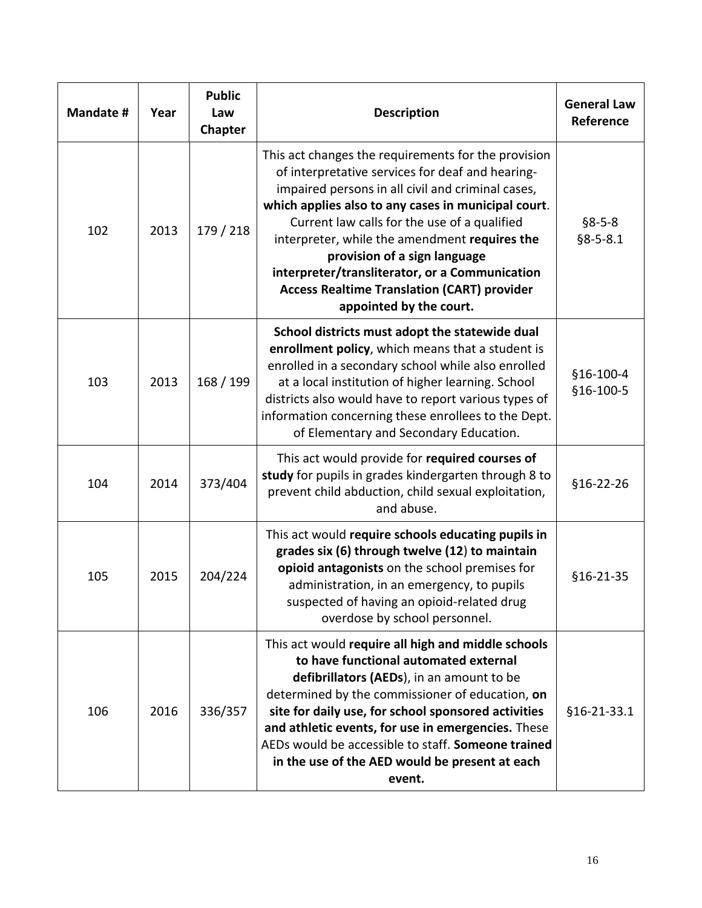| Mandate # | Year | Public Law Chapter | Description | General Law Reference |
|---|---|---|---|---|
| 102 | 2013 | 179 / 218 | This act changes the requirements for the provision of interpretative services for deaf and hearing-impaired persons in all civil and criminal cases, **which applies also to any cases in municipal court**. Current law calls for the use of a qualified interpreter, while the amendment **requires the provision of a sign language interpreter/transliterator, or a Communication Access Realtime Translation (CART) provider appointed by the court.** | §8-5-8 §8-5-8.1 |
| 103 | 2013 | 168 / 199 | **School districts must adopt the statewide dual enrollment policy**, which means that a student is enrolled in a secondary school while also enrolled at a local institution of higher learning. School districts also would have to report various types of information concerning these enrollees to the Dept. of Elementary and Secondary Education. | §16-100-4 §16-100-5 |
| 104 | 2014 | 373/404 | This act would provide for **required courses of study** for pupils in grades kindergarten through 8 to prevent child abduction, child sexual exploitation, and abuse. | §16-22-26 |
| 105 | 2015 | 204/224 | This act would **require schools educating pupils in grades six (6) through twelve (12) to maintain opioid antagonists** on the school premises for administration, in an emergency, to pupils suspected of having an opioid-related drug overdose by school personnel. | §16-21-35 |
| 106 | 2016 | 336/357 | This act would **require all high and middle schools to have functional automated external defibrillators (AEDs**), in an amount to be determined by the commissioner of education, **on site for daily use, for school sponsored activities and athletic events, for use in emergencies.** These AEDs would be accessible to staff. **Someone trained in the use of the AED would be present at each event.** | §16-21-33.1 |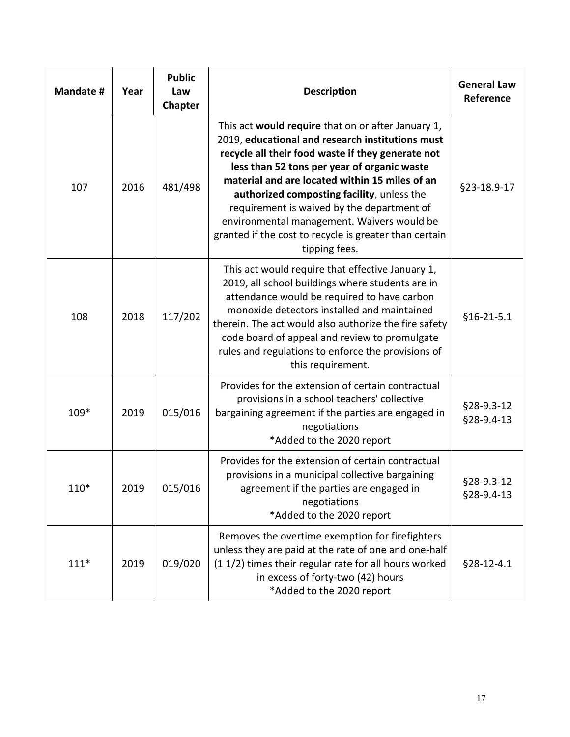| Mandate # | Year | Public Law Chapter | Description | General Law Reference |
|---|---|---|---|---|
| 107 | 2016 | 481/498 | This act **would require** that on or after January 1, 2019, **educational and research institutions must recycle all their food waste if they generate not less than 52 tons per year of organic waste material and are located within 15 miles of an authorized composting facility**, unless the requirement is waived by the department of environmental management. Waivers would be granted if the cost to recycle is greater than certain tipping fees. | §23-18.9-17 |
| 108 | 2018 | 117/202 | This act would require that effective January 1, 2019, all school buildings where students are in attendance would be required to have carbon monoxide detectors installed and maintained therein. The act would also authorize the fire safety code board of appeal and review to promulgate rules and regulations to enforce the provisions of this requirement. | §16-21-5.1 |
| 109* | 2019 | 015/016 | Provides for the extension of certain contractual provisions in a school teachers' collective bargaining agreement if the parties are engaged in negotiations<br>*Added to the 2020 report | §28-9.3-12<br>§28-9.4-13 |
| 110* | 2019 | 015/016 | Provides for the extension of certain contractual provisions in a municipal collective bargaining agreement if the parties are engaged in negotiations<br>*Added to the 2020 report | §28-9.3-12<br>§28-9.4-13 |
| 111* | 2019 | 019/020 | Removes the overtime exemption for firefighters unless they are paid at the rate of one and one-half (1 1/2) times their regular rate for all hours worked in excess of forty-two (42) hours<br>*Added to the 2020 report | §28-12-4.1 |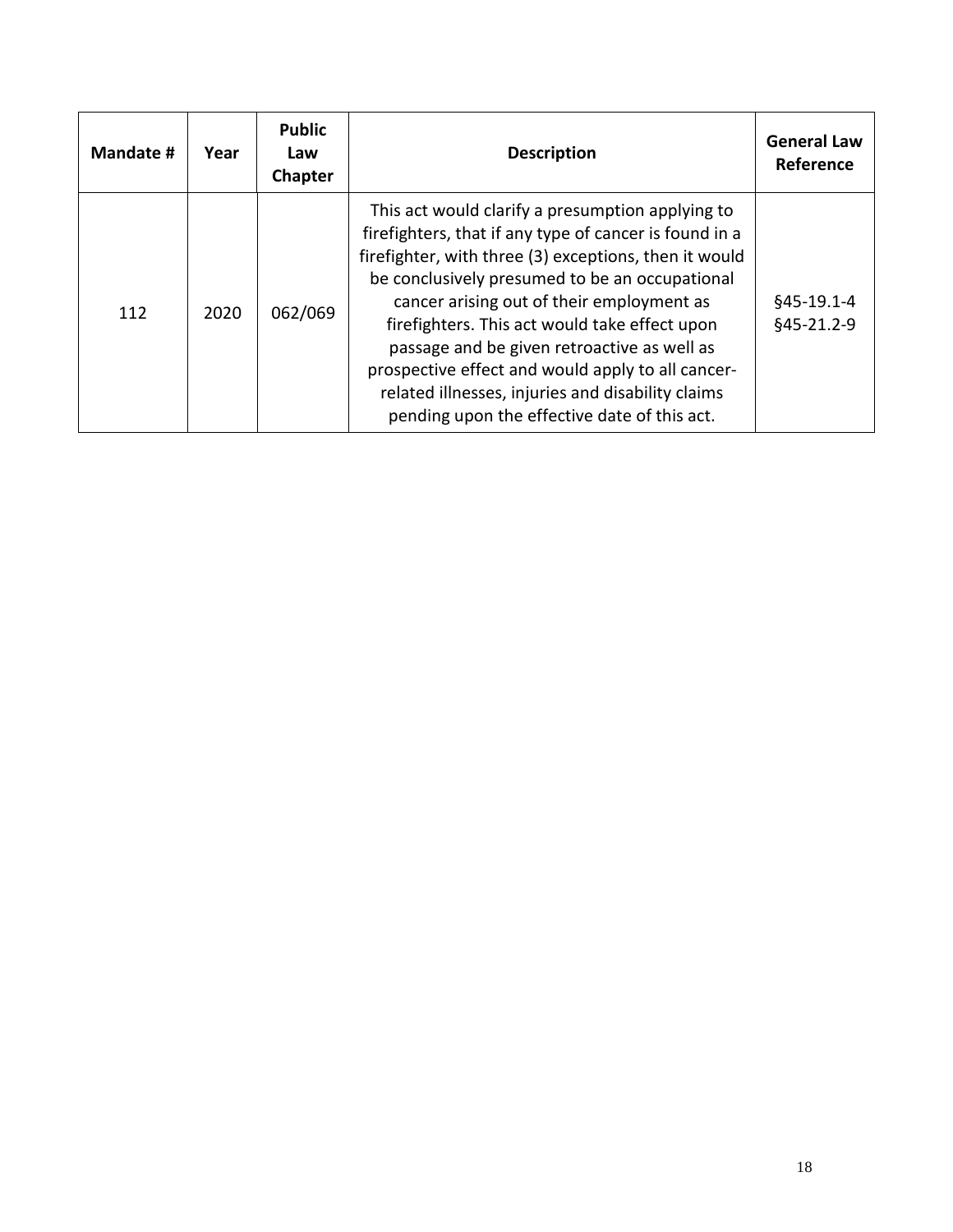| Mandate # | Year | Public Law Chapter | Description | General Law Reference |
|---|---|---|---|---|
| 112 | 2020 | 062/069 | This act would clarify a presumption applying to firefighters, that if any type of cancer is found in a firefighter, with three (3) exceptions, then it would be conclusively presumed to be an occupational cancer arising out of their employment as firefighters. This act would take effect upon passage and be given retroactive as well as prospective effect and would apply to all cancer-related illnesses, injuries and disability claims pending upon the effective date of this act. | §45-19.1-4 §45-21.2-9 |